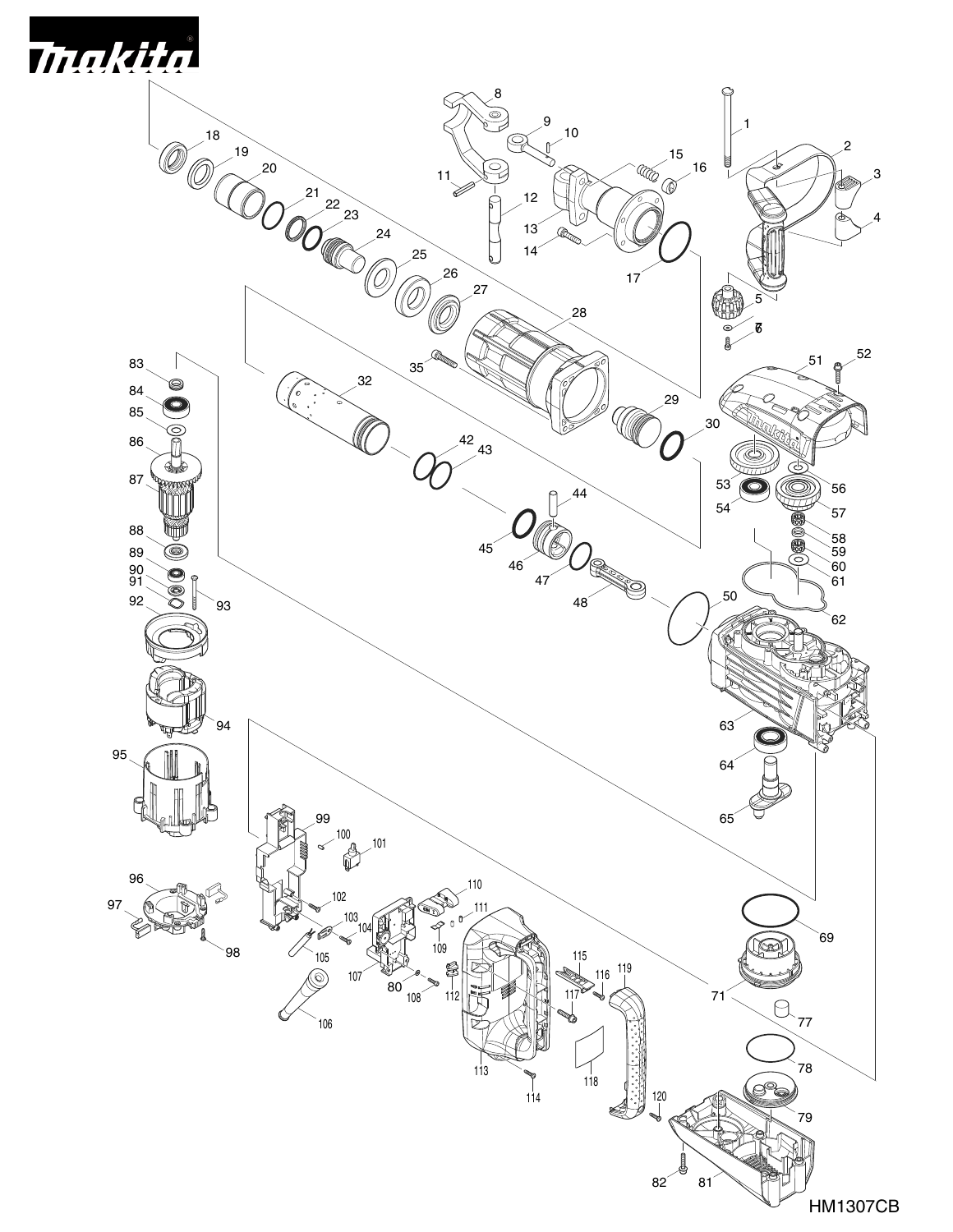HM1307CB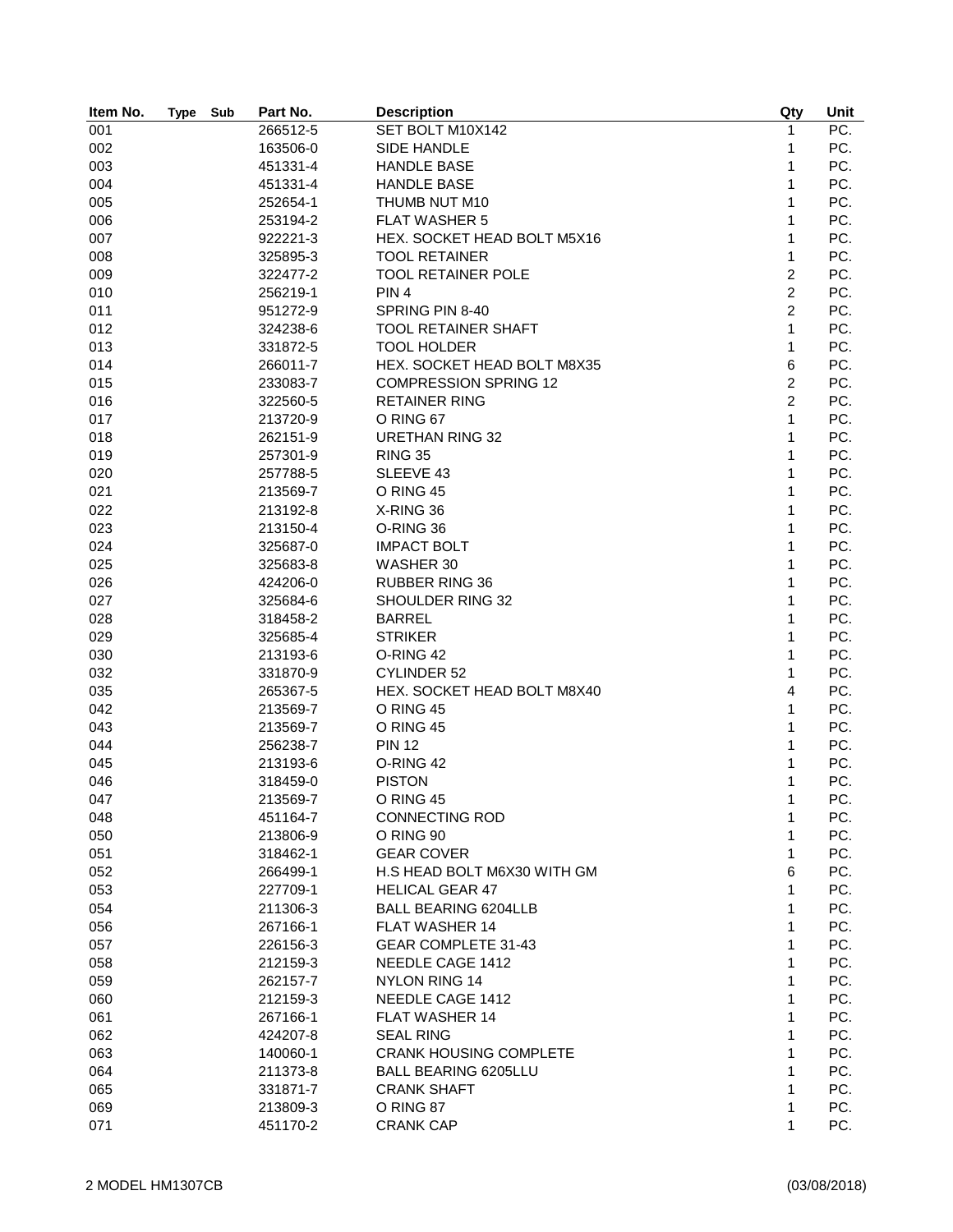| Item No. | Type | Sub | Part No. | Description | Qty | Unit |
|---|---|---|---|---|---|---|
| 001 | | | 266512-5 | SET BOLT M10X142 | 1 | PC. |
| 002 | | | 163506-0 | SIDE HANDLE | 1 | PC. |
| 003 | | | 451331-4 | HANDLE BASE | 1 | PC. |
| 004 | | | 451331-4 | HANDLE BASE | 1 | PC. |
| 005 | | | 252654-1 | THUMB NUT M10 | 1 | PC. |
| 006 | | | 253194-2 | FLAT WASHER 5 | 1 | PC. |
| 007 | | | 922221-3 | HEX. SOCKET HEAD BOLT M5X16 | 1 | PC. |
| 008 | | | 325895-3 | TOOL RETAINER | 1 | PC. |
| 009 | | | 322477-2 | TOOL RETAINER POLE | 2 | PC. |
| 010 | | | 256219-1 | PIN 4 | 2 | PC. |
| 011 | | | 951272-9 | SPRING PIN 8-40 | 2 | PC. |
| 012 | | | 324238-6 | TOOL RETAINER SHAFT | 1 | PC. |
| 013 | | | 331872-5 | TOOL HOLDER | 1 | PC. |
| 014 | | | 266011-7 | HEX. SOCKET HEAD BOLT M8X35 | 6 | PC. |
| 015 | | | 233083-7 | COMPRESSION SPRING 12 | 2 | PC. |
| 016 | | | 322560-5 | RETAINER RING | 2 | PC. |
| 017 | | | 213720-9 | O RING 67 | 1 | PC. |
| 018 | | | 262151-9 | URETHAN RING 32 | 1 | PC. |
| 019 | | | 257301-9 | RING 35 | 1 | PC. |
| 020 | | | 257788-5 | SLEEVE 43 | 1 | PC. |
| 021 | | | 213569-7 | O RING 45 | 1 | PC. |
| 022 | | | 213192-8 | X-RING 36 | 1 | PC. |
| 023 | | | 213150-4 | O-RING 36 | 1 | PC. |
| 024 | | | 325687-0 | IMPACT BOLT | 1 | PC. |
| 025 | | | 325683-8 | WASHER 30 | 1 | PC. |
| 026 | | | 424206-0 | RUBBER RING 36 | 1 | PC. |
| 027 | | | 325684-6 | SHOULDER RING 32 | 1 | PC. |
| 028 | | | 318458-2 | BARREL | 1 | PC. |
| 029 | | | 325685-4 | STRIKER | 1 | PC. |
| 030 | | | 213193-6 | O-RING 42 | 1 | PC. |
| 032 | | | 331870-9 | CYLINDER 52 | 1 | PC. |
| 035 | | | 265367-5 | HEX. SOCKET HEAD BOLT M8X40 | 4 | PC. |
| 042 | | | 213569-7 | O RING 45 | 1 | PC. |
| 043 | | | 213569-7 | O RING 45 | 1 | PC. |
| 044 | | | 256238-7 | PIN 12 | 1 | PC. |
| 045 | | | 213193-6 | O-RING 42 | 1 | PC. |
| 046 | | | 318459-0 | PISTON | 1 | PC. |
| 047 | | | 213569-7 | O RING 45 | 1 | PC. |
| 048 | | | 451164-7 | CONNECTING ROD | 1 | PC. |
| 050 | | | 213806-9 | O RING 90 | 1 | PC. |
| 051 | | | 318462-1 | GEAR COVER | 1 | PC. |
| 052 | | | 266499-1 | H.S HEAD BOLT M6X30 WITH GM | 6 | PC. |
| 053 | | | 227709-1 | HELICAL GEAR 47 | 1 | PC. |
| 054 | | | 211306-3 | BALL BEARING 6204LLB | 1 | PC. |
| 056 | | | 267166-1 | FLAT WASHER 14 | 1 | PC. |
| 057 | | | 226156-3 | GEAR COMPLETE 31-43 | 1 | PC. |
| 058 | | | 212159-3 | NEEDLE CAGE 1412 | 1 | PC. |
| 059 | | | 262157-7 | NYLON RING 14 | 1 | PC. |
| 060 | | | 212159-3 | NEEDLE CAGE 1412 | 1 | PC. |
| 061 | | | 267166-1 | FLAT WASHER 14 | 1 | PC. |
| 062 | | | 424207-8 | SEAL RING | 1 | PC. |
| 063 | | | 140060-1 | CRANK HOUSING COMPLETE | 1 | PC. |
| 064 | | | 211373-8 | BALL BEARING 6205LLU | 1 | PC. |
| 065 | | | 331871-7 | CRANK SHAFT | 1 | PC. |
| 069 | | | 213809-3 | O RING 87 | 1 | PC. |
| 071 | | | 451170-2 | CRANK CAP | 1 | PC. |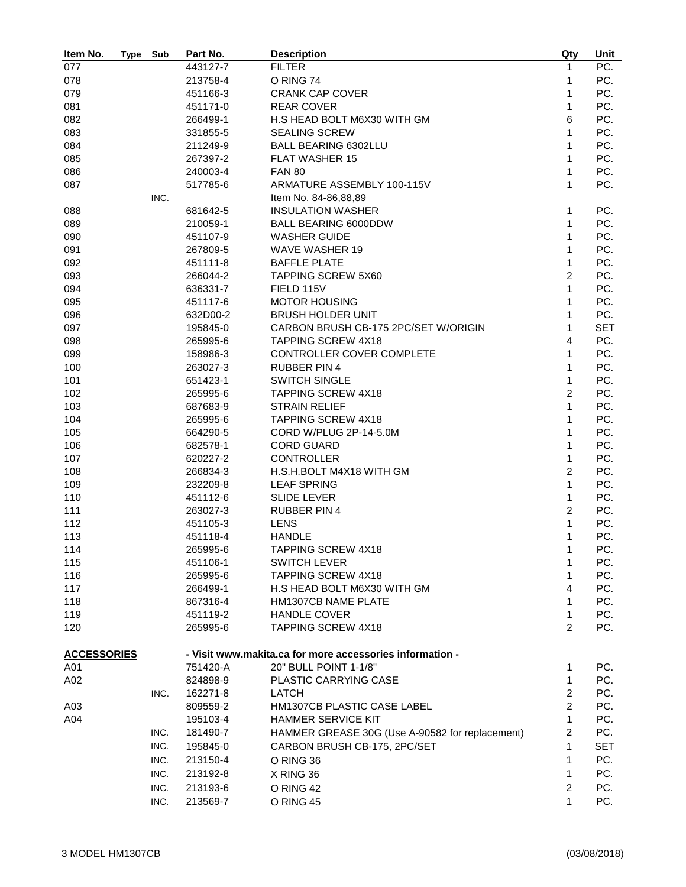| Item No. | Type | Sub | Part No. | Description | Qty | Unit |
|---|---|---|---|---|---|---|
| 077 | | | 443127-7 | FILTER | 1 | PC. |
| 078 | | | 213758-4 | O RING 74 | 1 | PC. |
| 079 | | | 451166-3 | CRANK CAP COVER | 1 | PC. |
| 081 | | | 451171-0 | REAR COVER | 1 | PC. |
| 082 | | | 266499-1 | H.S HEAD BOLT M6X30 WITH GM | 6 | PC. |
| 083 | | | 331855-5 | SEALING SCREW | 1 | PC. |
| 084 | | | 211249-9 | BALL BEARING 6302LLU | 1 | PC. |
| 085 | | | 267397-2 | FLAT WASHER 15 | 1 | PC. |
| 086 | | | 240003-4 | FAN 80 | 1 | PC. |
| 087 | | | 517785-6 | ARMATURE ASSEMBLY 100-115V | 1 | PC. |
| | | INC. | | Item No. 84-86,88,89 | | |
| 088 | | | 681642-5 | INSULATION WASHER | 1 | PC. |
| 089 | | | 210059-1 | BALL BEARING 6000DDW | 1 | PC. |
| 090 | | | 451107-9 | WASHER GUIDE | 1 | PC. |
| 091 | | | 267809-5 | WAVE WASHER 19 | 1 | PC. |
| 092 | | | 451111-8 | BAFFLE PLATE | 1 | PC. |
| 093 | | | 266044-2 | TAPPING SCREW 5X60 | 2 | PC. |
| 094 | | | 636331-7 | FIELD 115V | 1 | PC. |
| 095 | | | 451117-6 | MOTOR HOUSING | 1 | PC. |
| 096 | | | 632D00-2 | BRUSH HOLDER UNIT | 1 | PC. |
| 097 | | | 195845-0 | CARBON BRUSH CB-175 2PC/SET W/ORIGIN | 1 | SET |
| 098 | | | 265995-6 | TAPPING SCREW 4X18 | 4 | PC. |
| 099 | | | 158986-3 | CONTROLLER COVER COMPLETE | 1 | PC. |
| 100 | | | 263027-3 | RUBBER PIN 4 | 1 | PC. |
| 101 | | | 651423-1 | SWITCH SINGLE | 1 | PC. |
| 102 | | | 265995-6 | TAPPING SCREW 4X18 | 2 | PC. |
| 103 | | | 687683-9 | STRAIN RELIEF | 1 | PC. |
| 104 | | | 265995-6 | TAPPING SCREW 4X18 | 1 | PC. |
| 105 | | | 664290-5 | CORD W/PLUG 2P-14-5.0M | 1 | PC. |
| 106 | | | 682578-1 | CORD GUARD | 1 | PC. |
| 107 | | | 620227-2 | CONTROLLER | 1 | PC. |
| 108 | | | 266834-3 | H.S.H.BOLT M4X18 WITH GM | 2 | PC. |
| 109 | | | 232209-8 | LEAF SPRING | 1 | PC. |
| 110 | | | 451112-6 | SLIDE LEVER | 1 | PC. |
| 111 | | | 263027-3 | RUBBER PIN 4 | 2 | PC. |
| 112 | | | 451105-3 | LENS | 1 | PC. |
| 113 | | | 451118-4 | HANDLE | 1 | PC. |
| 114 | | | 265995-6 | TAPPING SCREW 4X18 | 1 | PC. |
| 115 | | | 451106-1 | SWITCH LEVER | 1 | PC. |
| 116 | | | 265995-6 | TAPPING SCREW 4X18 | 1 | PC. |
| 117 | | | 266499-1 | H.S HEAD BOLT M6X30 WITH GM | 4 | PC. |
| 118 | | | 867316-4 | HM1307CB NAME PLATE | 1 | PC. |
| 119 | | | 451119-2 | HANDLE COVER | 1 | PC. |
| 120 | | | 265995-6 | TAPPING SCREW 4X18 | 2 | PC. |

**ACCESSORIES** - Visit www.makita.ca for more accessories information -

| Item No. | Type | Sub | Part No. | Description | Qty | Unit |
|---|---|---|---|---|---|---|
| A01 | | | 751420-A | 20" BULL POINT 1-1/8" | 1 | PC. |
| A02 | | | 824898-9 | PLASTIC CARRYING CASE | 1 | PC. |
| | | INC. | 162271-8 | LATCH | 2 | PC. |
| A03 | | | 809559-2 | HM1307CB PLASTIC CASE LABEL | 2 | PC. |
| A04 | | | 195103-4 | HAMMER SERVICE KIT | 1 | PC. |
| | | INC. | 181490-7 | HAMMER GREASE 30G (Use A-90582 for replacement) | 2 | PC. |
| | | INC. | 195845-0 | CARBON BRUSH CB-175, 2PC/SET | 1 | SET |
| | | INC. | 213150-4 | O RING 36 | 1 | PC. |
| | | INC. | 213192-8 | X RING 36 | 1 | PC. |
| | | INC. | 213193-6 | O RING 42 | 2 | PC. |
| | | INC. | 213569-7 | O RING 45 | 1 | PC. |

(03/08/2018)